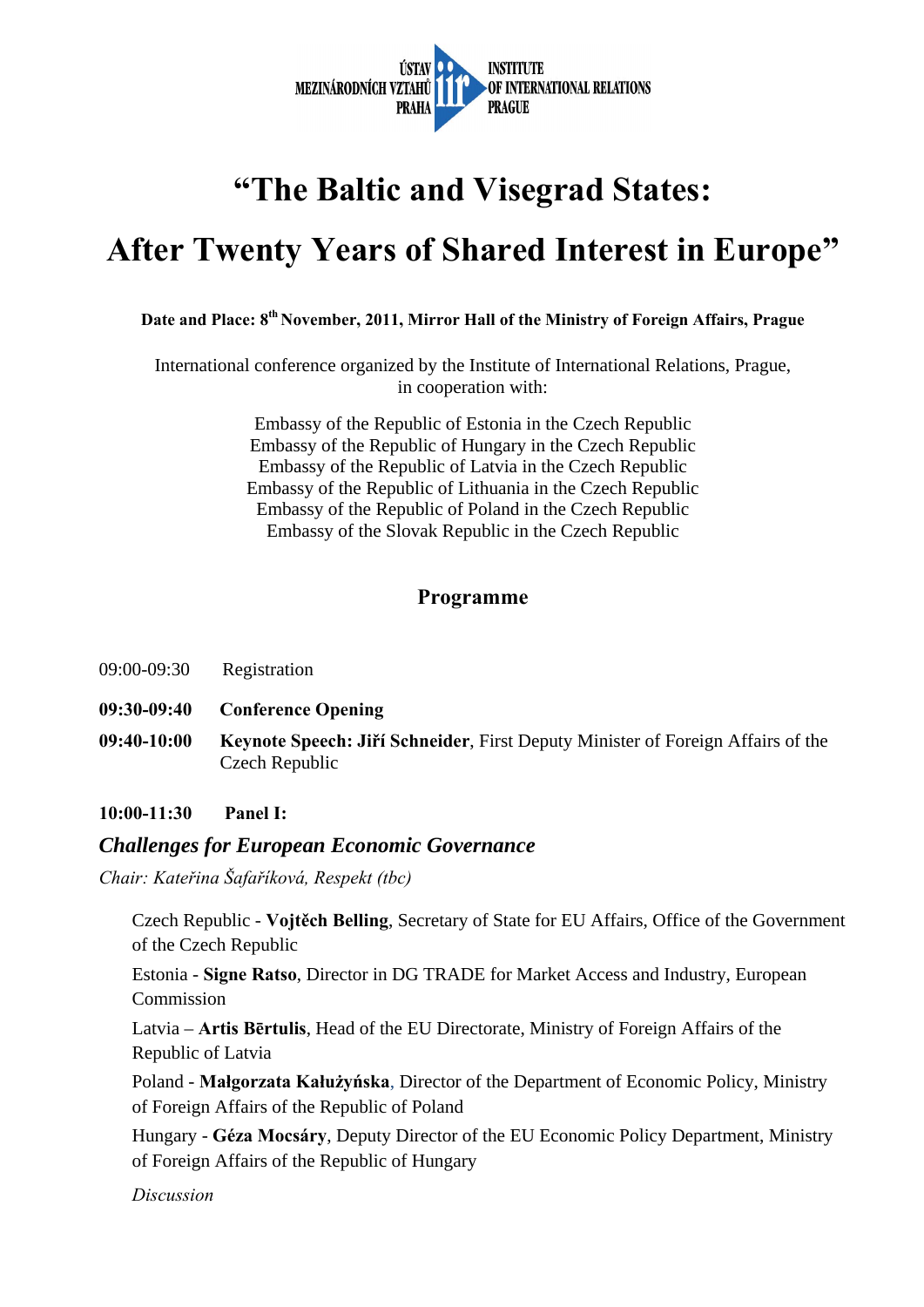ÚSTAV MEZINÁRODNÍCH VZTAHŮ PRAHA — INSTITUTE OF INTERNATIONAL RELATIONS PRAGUE

# "The Baltic and Visegrad States: After Twenty Years of Shared Interest in Europe"

**Date and Place: 8th November, 2011, Mirror Hall of the Ministry of Foreign Affairs, Prague**

International conference organized by the Institute of International Relations, Prague, in cooperation with:

Embassy of the Republic of Estonia in the Czech Republic
Embassy of the Republic of Hungary in the Czech Republic
Embassy of the Republic of Latvia in the Czech Republic
Embassy of the Republic of Lithuania in the Czech Republic
Embassy of the Republic of Poland in the Czech Republic
Embassy of the Slovak Republic in the Czech Republic

## Programme

09:00-09:30 Registration

**09:30-09:40 Conference Opening**

**09:40-10:00 Keynote Speech: Jiří Schneider**, First Deputy Minister of Foreign Affairs of the Czech Republic

**10:00-11:30 Panel I:**

### *Challenges for European Economic Governance*

*Chair: Kateřina Šafaříková, Respekt (tbc)*

Czech Republic - **Vojtěch Belling**, Secretary of State for EU Affairs, Office of the Government of the Czech Republic

Estonia - **Signe Ratso**, Director in DG TRADE for Market Access and Industry, European Commission

Latvia – **Artis Bērtulis**, Head of the EU Directorate, Ministry of Foreign Affairs of the Republic of Latvia

Poland - **Małgorzata Kałużyńska**, Director of the Department of Economic Policy, Ministry of Foreign Affairs of the Republic of Poland

Hungary - **Géza Mocsáry**, Deputy Director of the EU Economic Policy Department, Ministry of Foreign Affairs of the Republic of Hungary

*Discussion*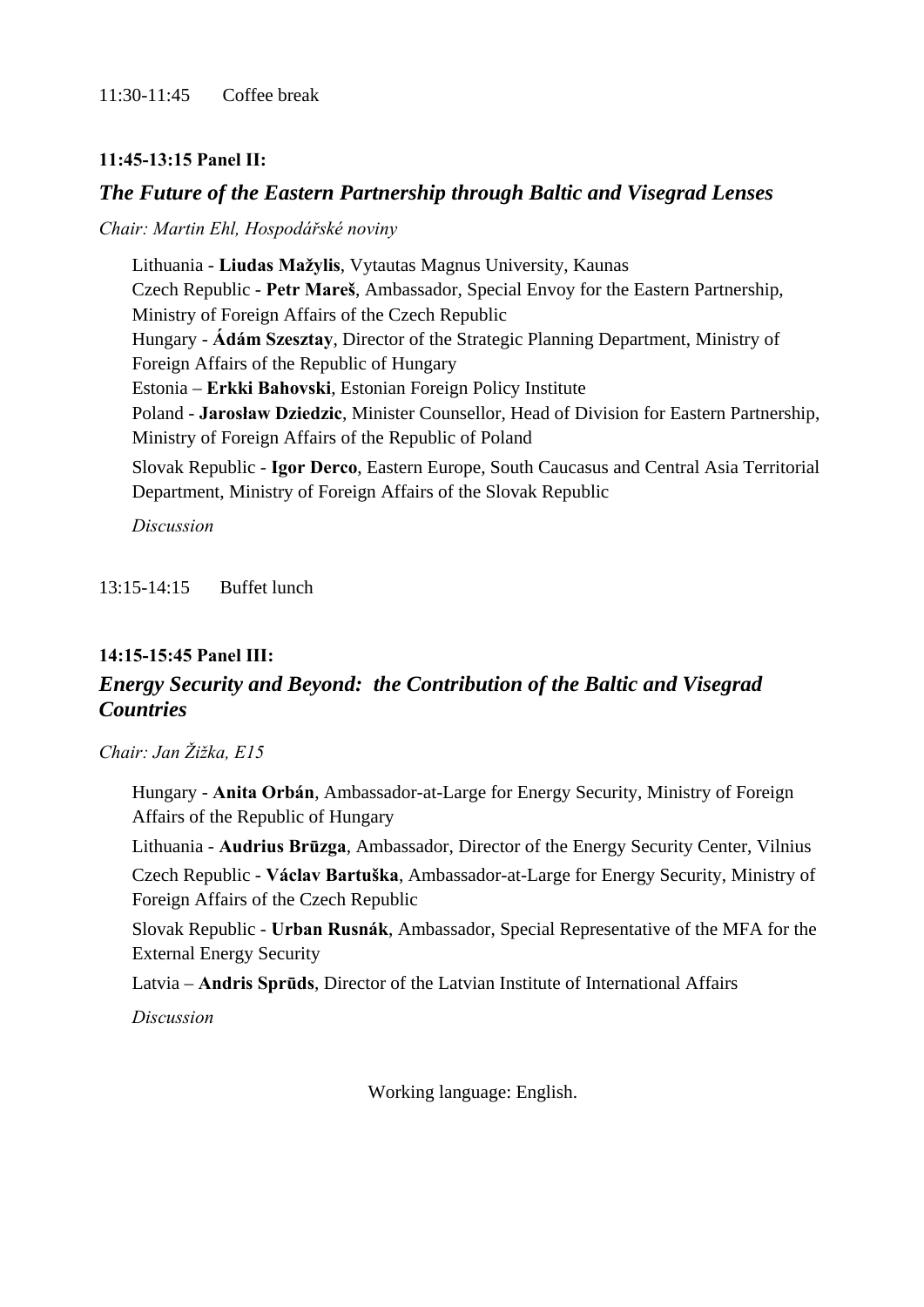11:30-11:45 Coffee break

**11:45-13:15 Panel II:**

## *The Future of the Eastern Partnership through Baltic and Visegrad Lenses*

*Chair: Martin Ehl, Hospodářské noviny*

Lithuania - **Liudas Mažylis**, Vytautas Magnus University, Kaunas
Czech Republic - **Petr Mareš**, Ambassador, Special Envoy for the Eastern Partnership, Ministry of Foreign Affairs of the Czech Republic
Hungary - **Ádám Szesztay**, Director of the Strategic Planning Department, Ministry of Foreign Affairs of the Republic of Hungary
Estonia – **Erkki Bahovski**, Estonian Foreign Policy Institute
Poland - **Jarosław Dziedzic**, Minister Counsellor, Head of Division for Eastern Partnership, Ministry of Foreign Affairs of the Republic of Poland

Slovak Republic - **Igor Derco**, Eastern Europe, South Caucasus and Central Asia Territorial Department, Ministry of Foreign Affairs of the Slovak Republic

*Discussion*

13:15-14:15 Buffet lunch

**14:15-15:45 Panel III:**

## *Energy Security and Beyond: the Contribution of the Baltic and Visegrad Countries*

*Chair: Jan Žižka, E15*

Hungary - **Anita Orbán**, Ambassador-at-Large for Energy Security, Ministry of Foreign Affairs of the Republic of Hungary

Lithuania - **Audrius Brūzga**, Ambassador, Director of the Energy Security Center, Vilnius

Czech Republic - **Václav Bartuška**, Ambassador-at-Large for Energy Security, Ministry of Foreign Affairs of the Czech Republic

Slovak Republic - **Urban Rusnák**, Ambassador, Special Representative of the MFA for the External Energy Security

Latvia – **Andris Sprūds**, Director of the Latvian Institute of International Affairs

*Discussion*

Working language: English.